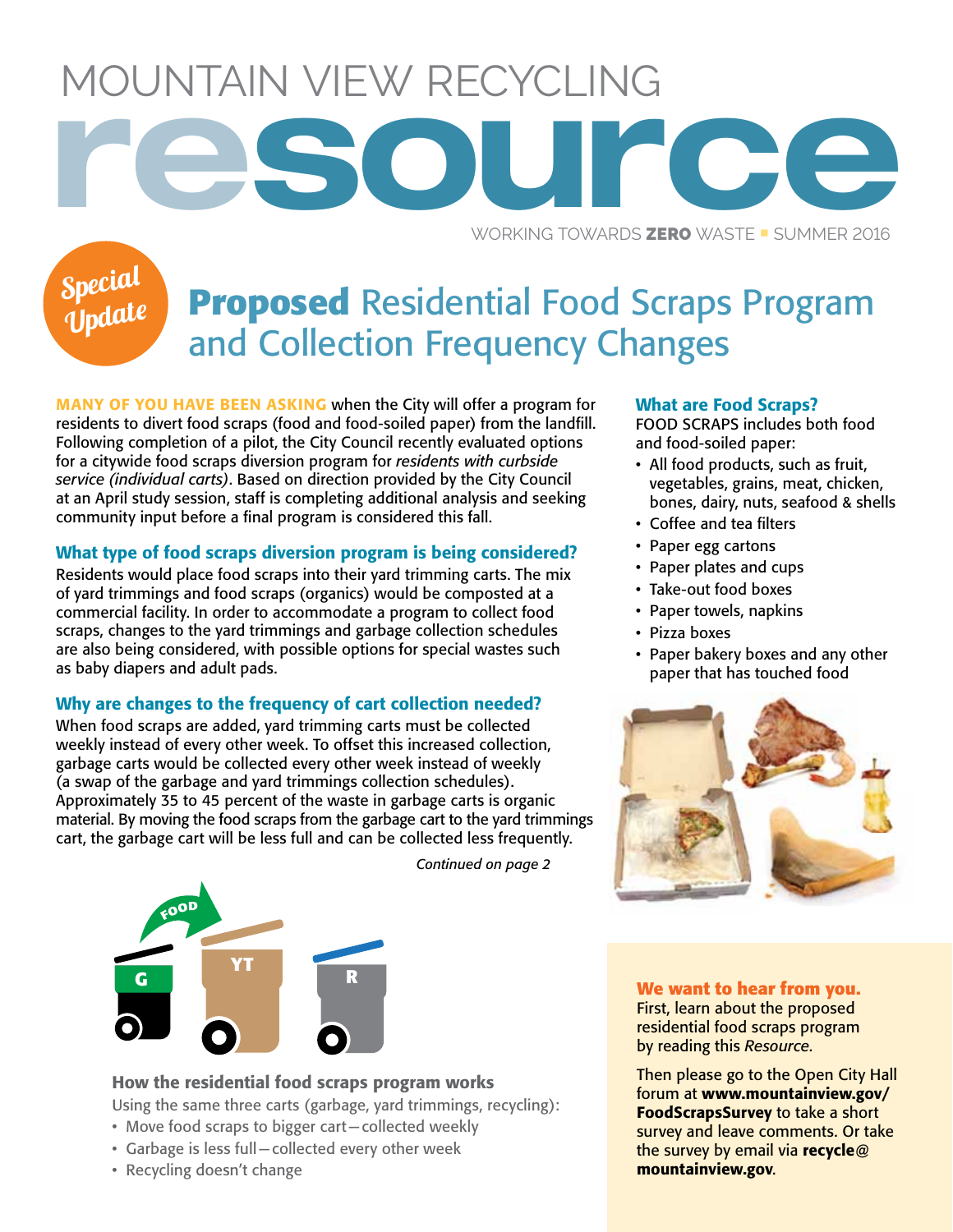# MOUNTAIN VIEW RECYCLING resource

WORKING TOWARDS **ZERO** WASTE ▪ SUMMER 2016

*Special Update*

## **Proposed** Residential Food Scraps Program and Collection Frequency Changes

**MANY OF YOU HAVE BEEN ASKING** when the City will offer a program for residents to divert food scraps (food and food-soiled paper) from the landfill. Following completion of a pilot, the City Council recently evaluated options for a citywide food scraps diversion program for *residents with curbside service (individual carts)*. Based on direction provided by the City Council at an April study session, staff is completing additional analysis and seeking community input before a final program is considered this fall.

### What type of food scraps diversion program is being considered?

Residents would place food scraps into their yard trimming carts. The mix of yard trimmings and food scraps (organics) would be composted at a commercial facility. In order to accommodate a program to collect food scraps, changes to the yard trimmings and garbage collection schedules are also being considered, with possible options for special wastes such as baby diapers and adult pads.

### Why are changes to the frequency of cart collection needed?

When food scraps are added, yard trimming carts must be collected weekly instead of every other week. To offset this increased collection, garbage carts would be collected every other week instead of weekly (a swap of the garbage and yard trimmings collection schedules). Approximately 35 to 45 percent of the waste in garbage carts is organic material. By moving the food scraps from the garbage cart to the yard trimmings cart, the garbage cart will be less full and can be collected less frequently.

*Continued on page 2*

FOOD

G YT R

### How the residential food scraps program works

Using the same three carts (garbage, yard trimmings, recycling):

- Move food scraps to bigger cart—collected weekly
- Garbage is less full—collected every other week
- Recycling doesn't change

### What are Food Scraps?

FOOD SCRAPS includes both food and food-soiled paper:

- All food products, such as fruit, vegetables, grains, meat, chicken, bones, dairy, nuts, seafood & shells
- Coffee and tea filters
- Paper egg cartons
- Paper plates and cups
- Take-out food boxes
- Paper towels, napkins
- Pizza boxes
- Paper bakery boxes and any other paper that has touched food

### We want to hear from you.

First, learn about the proposed residential food scraps program by reading this *Resource*.

Then please go to the Open City Hall forum at **www.mountainview.gov/FoodScrapsSurvey** to take a short survey and leave comments. Or take the survey by email via **recycle@mountainview.gov**.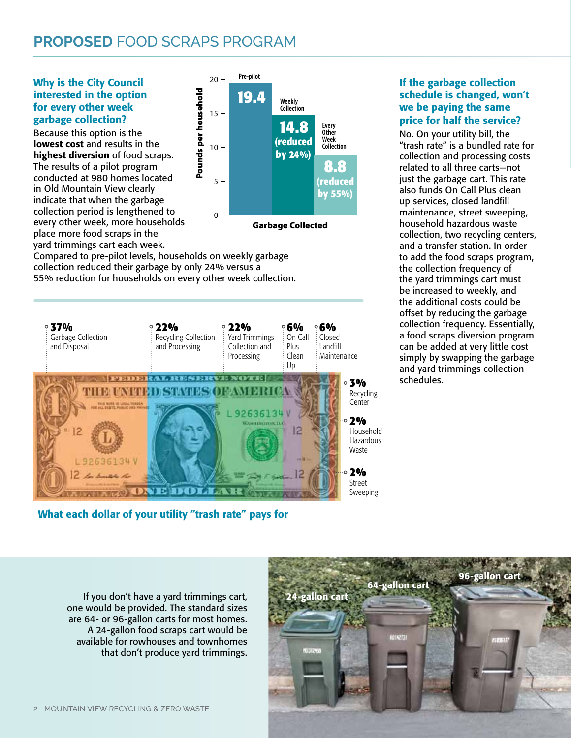# PROPOSED FOOD SCRAPS PROGRAM

### Why is the City Council interested in the option for every other week garbage collection?

Because this option is the **lowest cost** and results in the **highest diversion** of food scraps. The results of a pilot program conducted at 980 homes located in Old Mountain View clearly indicate that when the garbage collection period is lengthened to every other week, more households place more food scraps in the yard trimmings cart each week. Compared to pre-pilot levels, households on weekly garbage collection reduced their garbage by only 24% versus a 55% reduction for households on every other week collection.

**Garbage Collected** (Pounds per household)

| | Pounds per household |
|---|---|
| Pre-pilot | 19.4 |
| Weekly Collection | 14.8 (reduced by 24%) |
| Every Other Week Collection | 8.8 (reduced by 55%) |

### What each dollar of your utility "trash rate" pays for

| Share | Service |
|---|---|
| 37% | Garbage Collection and Disposal |
| 22% | Recycling Collection and Processing |
| 22% | Yard Trimmings Collection and Processing |
| 6% | On Call Plus Clean Up |
| 6% | Closed Landfill Maintenance |
| 3% | Recycling Center |
| 2% | Household Hazardous Waste |
| 2% | Street Sweeping |

### If the garbage collection schedule is changed, won't we be paying the same price for half the service?

No. On your utility bill, the "trash rate" is a bundled rate for collection and processing costs related to all three carts—not just the garbage cart. This rate also funds On Call Plus clean up services, closed landfill maintenance, street sweeping, household hazardous waste collection, two recycling centers, and a transfer station. In order to add the food scraps program, the collection frequency of the yard trimmings cart must be increased to weekly, and the additional costs could be offset by reducing the garbage collection frequency. Essentially, a food scraps diversion program can be added at very little cost simply by swapping the garbage and yard trimmings collection schedules.

If you don't have a yard trimmings cart, one would be provided. The standard sizes are 64- or 96-gallon carts for most homes. A 24-gallon food scraps cart would be available for rowhouses and townhomes that don't produce yard trimmings.

24-gallon cart | 64-gallon cart | 96-gallon cart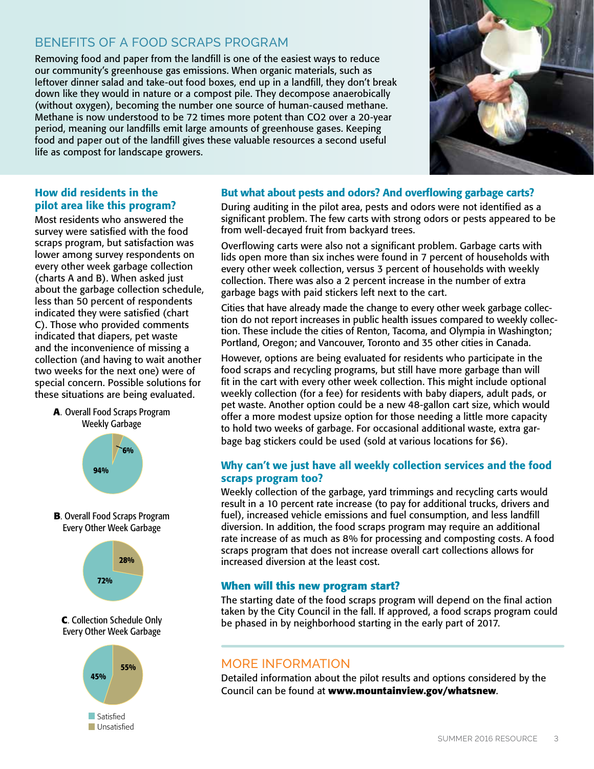## BENEFITS OF A FOOD SCRAPS PROGRAM

Removing food and paper from the landfill is one of the easiest ways to reduce our community's greenhouse gas emissions. When organic materials, such as leftover dinner salad and take-out food boxes, end up in a landfill, they don't break down like they would in nature or a compost pile. They decompose anaerobically (without oxygen), becoming the number one source of human-caused methane. Methane is now understood to be 72 times more potent than $CO_2$ over a 20-year period, meaning our landfills emit large amounts of greenhouse gases. Keeping food and paper out of the landfill gives these valuable resources a second useful life as compost for landscape growers.

### How did residents in the pilot area like this program?

Most residents who answered the survey were satisfied with the food scraps program, but satisfaction was lower among survey respondents on every other week garbage collection (charts A and B). When asked just about the garbage collection schedule, less than 50 percent of respondents indicated they were satisfied (chart C). Those who provided comments indicated that diapers, pet waste and the inconvenience of missing a collection (and having to wait another two weeks for the next one) were of special concern. Possible solutions for these situations are being evaluated.

**A**. Overall Food Scraps Program Weekly Garbage

| Satisfied | Unsatisfied |
|---|---|
| 94% | 6% |

**B**. Overall Food Scraps Program Every Other Week Garbage

| Satisfied | Unsatisfied |
|---|---|
| 72% | 28% |

**C**. Collection Schedule Only Every Other Week Garbage

| Satisfied | Unsatisfied |
|---|---|
| 45% | 55% |

### But what about pests and odors? And overflowing garbage carts?

During auditing in the pilot area, pests and odors were not identified as a significant problem. The few carts with strong odors or pests appeared to be from well-decayed fruit from backyard trees.

Overflowing carts were also not a significant problem. Garbage carts with lids open more than six inches were found in 7 percent of households with every other week collection, versus 3 percent of households with weekly collection. There was also a 2 percent increase in the number of extra garbage bags with paid stickers left next to the cart.

Cities that have already made the change to every other week garbage collection do not report increases in public health issues compared to weekly collection. These include the cities of Renton, Tacoma, and Olympia in Washington; Portland, Oregon; and Vancouver, Toronto and 35 other cities in Canada.

However, options are being evaluated for residents who participate in the food scraps and recycling programs, but still have more garbage than will fit in the cart with every other week collection. This might include optional weekly collection (for a fee) for residents with baby diapers, adult pads, or pet waste. Another option could be a new 48-gallon cart size, which would offer a more modest upsize option for those needing a little more capacity to hold two weeks of garbage. For occasional additional waste, extra garbage bag stickers could be used (sold at various locations for $6).

### Why can't we just have all weekly collection services and the food scraps program too?

Weekly collection of the garbage, yard trimmings and recycling carts would result in a 10 percent rate increase (to pay for additional trucks, drivers and fuel), increased vehicle emissions and fuel consumption, and less landfill diversion. In addition, the food scraps program may require an additional rate increase of as much as 8% for processing and composting costs. A food scraps program that does not increase overall cart collections allows for increased diversion at the least cost.

### When will this new program start?

The starting date of the food scraps program will depend on the final action taken by the City Council in the fall. If approved, a food scraps program could be phased in by neighborhood starting in the early part of 2017.

## MORE INFORMATION

Detailed information about the pilot results and options considered by the Council can be found at **www.mountainview.gov/whatsnew**.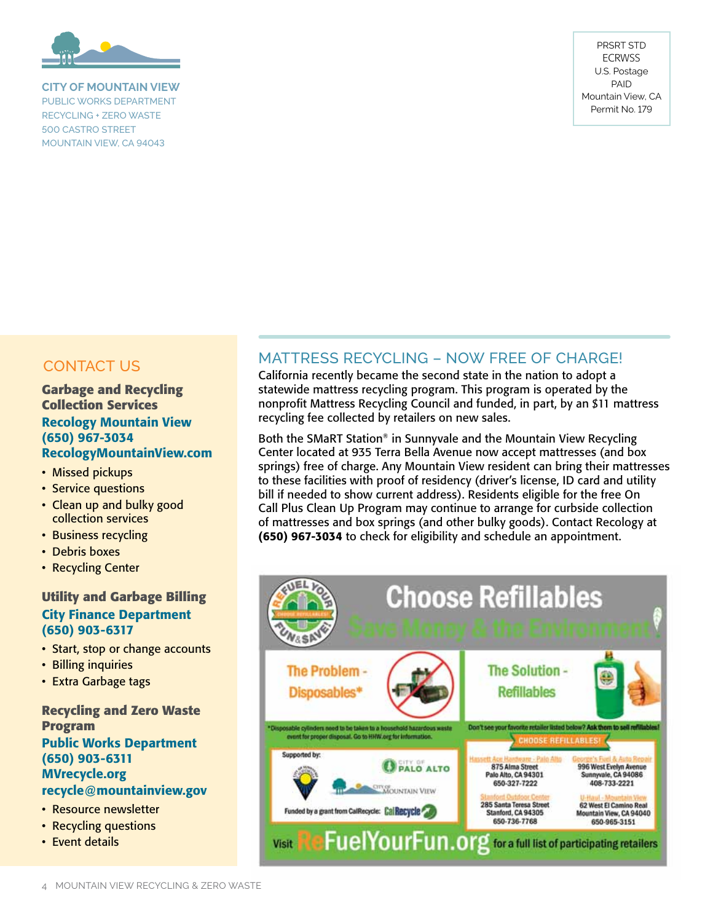CITY OF MOUNTAIN VIEW
PUBLIC WORKS DEPARTMENT
RECYCLING + ZERO WASTE
500 CASTRO STREET
MOUNTAIN VIEW, CA 94043

PRSRT STD
ECRWSS
U.S. Postage
PAID
Mountain View, CA
Permit No. 179

## CONTACT US

**Garbage and Recycling Collection Services**

**Recology Mountain View**
**(650) 967-3034**
**RecologyMountainView.com**

- Missed pickups
- Service questions
- Clean up and bulky good collection services
- Business recycling
- Debris boxes
- Recycling Center

**Utility and Garbage Billing**

**City Finance Department**
**(650) 903-6317**

- Start, stop or change accounts
- Billing inquiries
- Extra Garbage tags

**Recycling and Zero Waste Program**

**Public Works Department**
**(650) 903-6311**
**MVrecycle.org**
**recycle@mountainview.gov**

- Resource newsletter
- Recycling questions
- Event details

## MATTRESS RECYCLING – NOW FREE OF CHARGE!

California recently became the second state in the nation to adopt a statewide mattress recycling program. This program is operated by the nonprofit Mattress Recycling Council and funded, in part, by an $11 mattress recycling fee collected by retailers on new sales.

Both the SMaRT Station® in Sunnyvale and the Mountain View Recycling Center located at 935 Terra Bella Avenue now accept mattresses (and box springs) free of charge. Any Mountain View resident can bring their mattresses to these facilities with proof of residency (driver's license, ID card and utility bill if needed to show current address). Residents eligible for the free On Call Plus Clean Up Program may continue to arrange for curbside collection of mattresses and box springs (and other bulky goods). Contact Recology at **(650) 967-3034** to check for eligibility and schedule an appointment.

## Choose Refillables

Save Money & the Environment!

REFUEL YOUR FUN & SAVE! CHOOSE REFILLABLES!

**The Problem - Disposables***

**The Solution - Refillables**

*Disposable cylinders need to be taken to a household hazardous waste event for proper disposal. Go to HHW.org for information.

Don't see your favorite retailer listed below? Ask them to sell refillables!

CHOOSE REFILLABLES!

Supported by: City of Palo Alto, City of Mountain View

Funded by a grant from CalRecycle: CalRecycle

| | |
|---|---|
| Hassett Ace Hardware - Palo Alto<br>875 Alma Street<br>Palo Alto, CA 94301<br>650-327-7222 | George's Fuel & Auto Repair<br>996 West Evelyn Avenue<br>Sunnyvale, CA 94086<br>408-733-2221 |
| Stanford Outdoor Center<br>285 Santa Teresa Street<br>Stanford, CA 94305<br>650-736-7768 | U-Haul - Mountain View<br>62 West El Camino Real<br>Mountain View, CA 94040<br>650-965-3151 |

Visit ReFuelYourFun.org for a full list of participating retailers

MOUNTAIN VIEW RECYCLING & ZERO WASTE